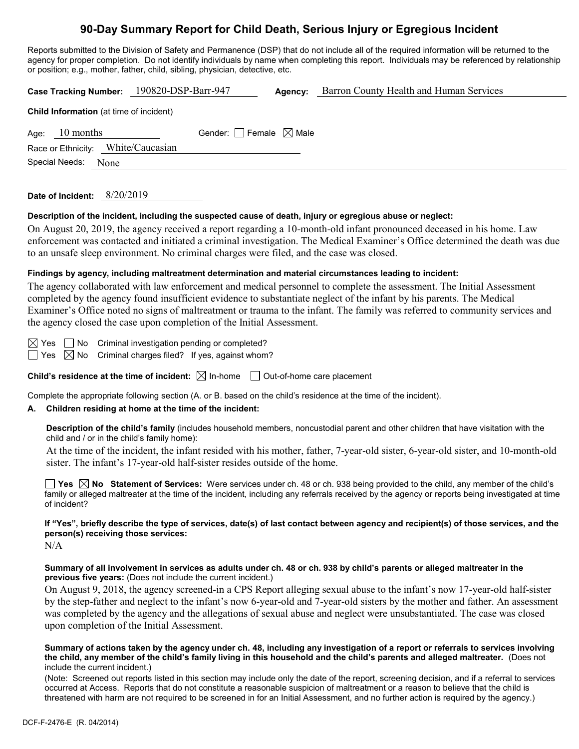# 90-Day Summary Report for Child Death, Serious Injury or Egregious Incident

Reports submitted to the Division of Safety and Permanence (DSP) that do not include all of the required information will be returned to the agency for proper completion. Do not identify individuals by name when completing this report. Individuals may be referenced by relationship or position; e.g., mother, father, child, sibling, physician, detective, etc.

**Case Tracking Number:** 190820-DSP-Barr-947 **Agency:** Barron County Health and Human Services

**Child Information** (at time of incident)

Age: 10 months Gender: ☐ Female ☒ Male

Race or Ethnicity: White/Caucasian

Special Needs: None

**Date of Incident:** 8/20/2019

**Description of the incident, including the suspected cause of death, injury or egregious abuse or neglect:**

On August 20, 2019, the agency received a report regarding a 10-month-old infant pronounced deceased in his home. Law enforcement was contacted and initiated a criminal investigation. The Medical Examiner's Office determined the death was due to an unsafe sleep environment. No criminal charges were filed, and the case was closed.

**Findings by agency, including maltreatment determination and material circumstances leading to incident:**

The agency collaborated with law enforcement and medical personnel to complete the assessment. The Initial Assessment completed by the agency found insufficient evidence to substantiate neglect of the infant by his parents. The Medical Examiner's Office noted no signs of maltreatment or trauma to the infant. The family was referred to community services and the agency closed the case upon completion of the Initial Assessment.

☒ Yes ☐ No Criminal investigation pending or completed?

☐ Yes ☒ No Criminal charges filed? If yes, against whom?

**Child's residence at the time of incident:** ☒ In-home ☐ Out-of-home care placement

Complete the appropriate following section (A. or B. based on the child's residence at the time of the incident).

**A. Children residing at home at the time of the incident:**

**Description of the child's family** (includes household members, noncustodial parent and other children that have visitation with the child and / or in the child's family home):

At the time of the incident, the infant resided with his mother, father, 7-year-old sister, 6-year-old sister, and 10-month-old sister. The infant's 17-year-old half-sister resides outside of the home.

☐ **Yes** ☒ **No** **Statement of Services:** Were services under ch. 48 or ch. 938 being provided to the child, any member of the child's family or alleged maltreater at the time of the incident, including any referrals received by the agency or reports being investigated at time of incident?

**If "Yes", briefly describe the type of services, date(s) of last contact between agency and recipient(s) of those services, and the person(s) receiving those services:**

N/A

**Summary of all involvement in services as adults under ch. 48 or ch. 938 by child's parents or alleged maltreater in the previous five years:** (Does not include the current incident.)

On August 9, 2018, the agency screened-in a CPS Report alleging sexual abuse to the infant's now 17-year-old half-sister by the step-father and neglect to the infant's now 6-year-old and 7-year-old sisters by the mother and father. An assessment was completed by the agency and the allegations of sexual abuse and neglect were unsubstantiated. The case was closed upon completion of the Initial Assessment.

**Summary of actions taken by the agency under ch. 48, including any investigation of a report or referrals to services involving the child, any member of the child's family living in this household and the child's parents and alleged maltreater.** (Does not include the current incident.)

(Note: Screened out reports listed in this section may include only the date of the report, screening decision, and if a referral to services occurred at Access. Reports that do not constitute a reasonable suspicion of maltreatment or a reason to believe that the child is threatened with harm are not required to be screened in for an Initial Assessment, and no further action is required by the agency.)

DCF-F-2476-E (R. 04/2014)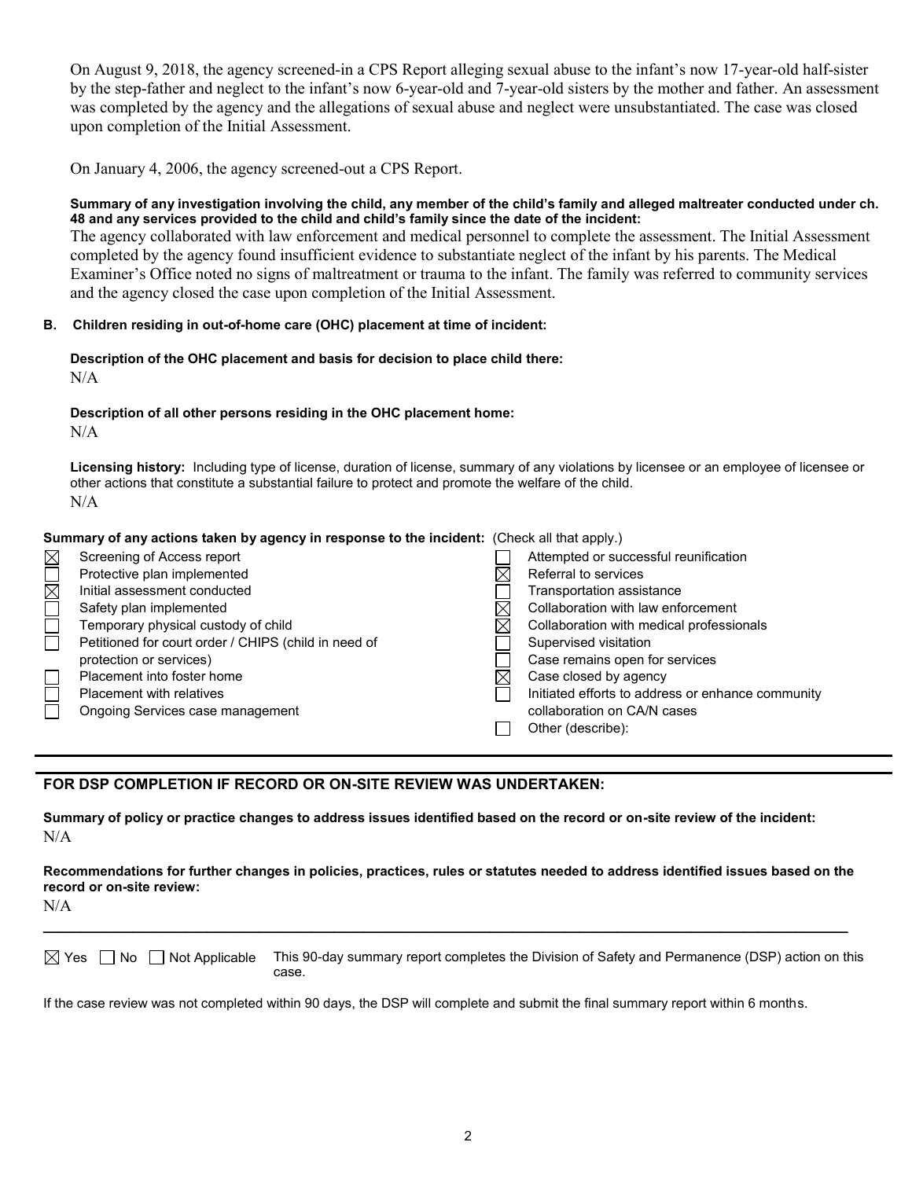On August 9, 2018, the agency screened-in a CPS Report alleging sexual abuse to the infant's now 17-year-old half-sister by the step-father and neglect to the infant's now 6-year-old and 7-year-old sisters by the mother and father. An assessment was completed by the agency and the allegations of sexual abuse and neglect were unsubstantiated. The case was closed upon completion of the Initial Assessment.

On January 4, 2006, the agency screened-out a CPS Report.

**Summary of any investigation involving the child, any member of the child's family and alleged maltreater conducted under ch. 48 and any services provided to the child and child's family since the date of the incident:**

The agency collaborated with law enforcement and medical personnel to complete the assessment. The Initial Assessment completed by the agency found insufficient evidence to substantiate neglect of the infant by his parents. The Medical Examiner's Office noted no signs of maltreatment or trauma to the infant. The family was referred to community services and the agency closed the case upon completion of the Initial Assessment.

**B. Children residing in out-of-home care (OHC) placement at time of incident:**

**Description of the OHC placement and basis for decision to place child there:**

N/A

**Description of all other persons residing in the OHC placement home:**

N/A

**Licensing history:** Including type of license, duration of license, summary of any violations by licensee or an employee of licensee or other actions that constitute a substantial failure to protect and promote the welfare of the child.

N/A

**Summary of any actions taken by agency in response to the incident:** (Check all that apply.)

- ☒ Screening of Access report
- ☐ Protective plan implemented
- ☒ Initial assessment conducted
- ☐ Safety plan implemented
- ☐ Temporary physical custody of child
- ☐ Petitioned for court order / CHIPS (child in need of protection or services)
- ☐ Placement into foster home
- ☐ Placement with relatives
- ☐ Ongoing Services case management
- ☐ Attempted or successful reunification
- ☒ Referral to services
- ☐ Transportation assistance
- ☒ Collaboration with law enforcement
- ☒ Collaboration with medical professionals
- ☐ Supervised visitation
- ☐ Case remains open for services
- ☒ Case closed by agency
- ☐ Initiated efforts to address or enhance community collaboration on CA/N cases
- ☐ Other (describe):

## FOR DSP COMPLETION IF RECORD OR ON-SITE REVIEW WAS UNDERTAKEN:

**Summary of policy or practice changes to address issues identified based on the record or on-site review of the incident:**

N/A

**Recommendations for further changes in policies, practices, rules or statutes needed to address identified issues based on the record or on-site review:**

N/A

☒ Yes ☐ No ☐ Not Applicable This 90-day summary report completes the Division of Safety and Permanence (DSP) action on this case.

If the case review was not completed within 90 days, the DSP will complete and submit the final summary report within 6 months.